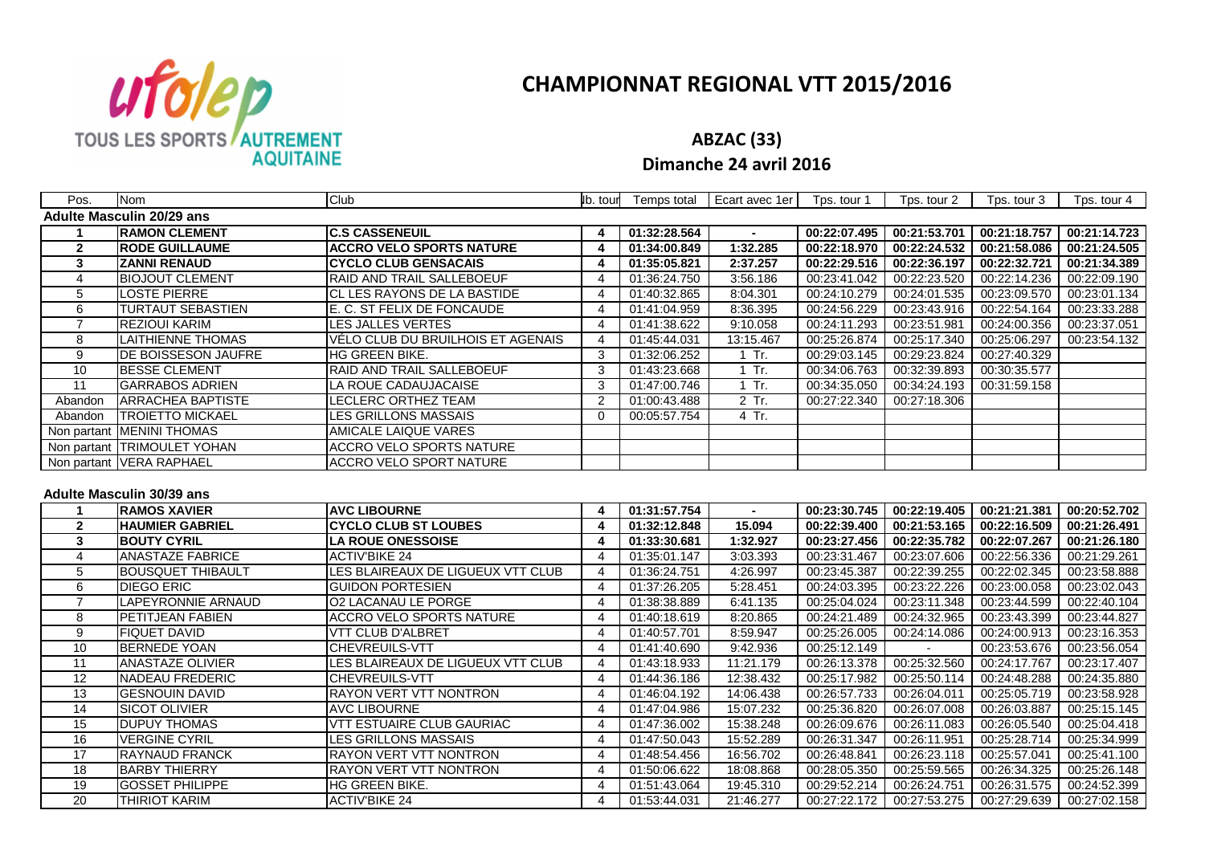ufolep TOUS LES SPORTS AUTREMENT AQUITAINE

# CHAMPIONNAT REGIONAL VTT 2015/2016

## ABZAC (33)

## Dimanche 24 avril 2016

| Pos. | Nom | Club | Nb. tour | Temps total | Ecart avec 1er | Tps. tour 1 | Tps. tour 2 | Tps. tour 3 | Tps. tour 4 |
|---|---|---|---|---|---|---|---|---|---|
| **Adulte Masculin 20/29 ans** | | | | | | | | | |
| **1** | **RAMON CLEMENT** | **C.S CASSENEUIL** | **4** | **01:32:28.564** | **-** | **00:22:07.495** | **00:21:53.701** | **00:21:18.757** | **00:21:14.723** |
| **2** | **RODE GUILLAUME** | **ACCRO VELO SPORTS NATURE** | **4** | **01:34:00.849** | **1:32.285** | **00:22:18.970** | **00:22:24.532** | **00:21:58.086** | **00:21:24.505** |
| **3** | **ZANNI RENAUD** | **CYCLO CLUB GENSACAIS** | **4** | **01:35:05.821** | **2:37.257** | **00:22:29.516** | **00:22:36.197** | **00:22:32.721** | **00:21:34.389** |
| 4 | BIOJOUT CLEMENT | RAID AND TRAIL SALLEBOEUF | 4 | 01:36:24.750 | 3:56.186 | 00:23:41.042 | 00:22:23.520 | 00:22:14.236 | 00:22:09.190 |
| 5 | LOSTE PIERRE | CL LES RAYONS DE LA BASTIDE | 4 | 01:40:32.865 | 8:04.301 | 00:24:10.279 | 00:24:01.535 | 00:23:09.570 | 00:23:01.134 |
| 6 | TURTAUT SEBASTIEN | E. C. ST FELIX DE FONCAUDE | 4 | 01:41:04.959 | 8:36.395 | 00:24:56.229 | 00:23:43.916 | 00:22:54.164 | 00:23:33.288 |
| 7 | REZIOUI KARIM | LES JALLES VERTES | 4 | 01:41:38.622 | 9:10.058 | 00:24:11.293 | 00:23:51.981 | 00:24:00.356 | 00:23:37.051 |
| 8 | LAITHIENNE THOMAS | VÉLO CLUB DU BRUILHOIS ET AGENAIS | 4 | 01:45:44.031 | 13:15.467 | 00:25:26.874 | 00:25:17.340 | 00:25:06.297 | 00:23:54.132 |
| 9 | DE BOISSESON JAUFRE | HG GREEN BIKE. | 3 | 01:32:06.252 | 1 Tr. | 00:29:03.145 | 00:29:23.824 | 00:27:40.329 | |
| 10 | BESSE CLEMENT | RAID AND TRAIL SALLEBOEUF | 3 | 01:43:23.668 | 1 Tr. | 00:34:06.763 | 00:32:39.893 | 00:30:35.577 | |
| 11 | GARRABOS ADRIEN | LA ROUE CADAUJACAISE | 3 | 01:47:00.746 | 1 Tr. | 00:34:35.050 | 00:34:24.193 | 00:31:59.158 | |
| Abandon | ARRACHEA BAPTISTE | LECLERC ORTHEZ TEAM | 2 | 01:00:43.488 | 2 Tr. | 00:27:22.340 | 00:27:18.306 | | |
| Abandon | TROIETTO MICKAEL | LES GRILLONS MASSAIS | 0 | 00:05:57.754 | 4 Tr. | | | | |
| Non partant | MENINI THOMAS | AMICALE LAIQUE VARES | | | | | | | |
| Non partant | TRIMOULET YOHAN | ACCRO VELO SPORTS NATURE | | | | | | | |
| Non partant | VERA RAPHAEL | ACCRO VELO SPORT NATURE | | | | | | | |
| **Adulte Masculin 30/39 ans** | | | | | | | | | |
| **1** | **RAMOS XAVIER** | **AVC LIBOURNE** | **4** | **01:31:57.754** | **-** | **00:23:30.745** | **00:22:19.405** | **00:21:21.381** | **00:20:52.702** |
| **2** | **HAUMIER GABRIEL** | **CYCLO CLUB ST LOUBES** | **4** | **01:32:12.848** | **15.094** | **00:22:39.400** | **00:21:53.165** | **00:22:16.509** | **00:21:26.491** |
| **3** | **BOUTY CYRIL** | **LA ROUE ONESSOISE** | **4** | **01:33:30.681** | **1:32.927** | **00:23:27.456** | **00:22:35.782** | **00:22:07.267** | **00:21:26.180** |
| 4 | ANASTAZE FABRICE | ACTIV'BIKE 24 | 4 | 01:35:01.147 | 3:03.393 | 00:23:31.467 | 00:23:07.606 | 00:22:56.336 | 00:21:29.261 |
| 5 | BOUSQUET THIBAULT | LES BLAIREAUX DE LIGUEUX VTT CLUB | 4 | 01:36:24.751 | 4:26.997 | 00:23:45.387 | 00:22:39.255 | 00:22:02.345 | 00:23:58.888 |
| 6 | DIEGO ERIC | GUIDON PORTESIEN | 4 | 01:37:26.205 | 5:28.451 | 00:24:03.395 | 00:23:22.226 | 00:23:00.058 | 00:23:02.043 |
| 7 | LAPEYRONNIE ARNAUD | O2 LACANAU LE PORGE | 4 | 01:38:38.889 | 6:41.135 | 00:25:04.024 | 00:23:11.348 | 00:23:44.599 | 00:22:40.104 |
| 8 | PETITJEAN FABIEN | ACCRO VELO SPORTS NATURE | 4 | 01:40:18.619 | 8:20.865 | 00:24:21.489 | 00:24:32.965 | 00:23:43.399 | 00:23:44.827 |
| 9 | FIQUET DAVID | VTT CLUB D'ALBRET | 4 | 01:40:57.701 | 8:59.947 | 00:25:26.005 | 00:24:14.086 | 00:24:00.913 | 00:23:16.353 |
| 10 | BERNEDE YOAN | CHEVREUILS-VTT | 4 | 01:41:40.690 | 9:42.936 | 00:25:12.149 | - | 00:23:53.676 | 00:23:56.054 |
| 11 | ANASTAZE OLIVIER | LES BLAIREAUX DE LIGUEUX VTT CLUB | 4 | 01:43:18.933 | 11:21.179 | 00:26:13.378 | 00:25:32.560 | 00:24:17.767 | 00:23:17.407 |
| 12 | NADEAU FREDERIC | CHEVREUILS-VTT | 4 | 01:44:36.186 | 12:38.432 | 00:25:17.982 | 00:25:50.114 | 00:24:48.288 | 00:24:35.880 |
| 13 | GESNOUIN DAVID | RAYON VERT VTT NONTRON | 4 | 01:46:04.192 | 14:06.438 | 00:26:57.733 | 00:26:04.011 | 00:25:05.719 | 00:23:58.928 |
| 14 | SICOT OLIVIER | AVC LIBOURNE | 4 | 01:47:04.986 | 15:07.232 | 00:25:36.820 | 00:26:07.008 | 00:26:03.887 | 00:25:15.145 |
| 15 | DUPUY THOMAS | VTT ESTUAIRE CLUB GAURIAC | 4 | 01:47:36.002 | 15:38.248 | 00:26:09.676 | 00:26:11.083 | 00:26:05.540 | 00:25:04.418 |
| 16 | VERGINE CYRIL | LES GRILLONS MASSAIS | 4 | 01:47:50.043 | 15:52.289 | 00:26:31.347 | 00:26:11.951 | 00:25:28.714 | 00:25:34.999 |
| 17 | RAYNAUD FRANCK | RAYON VERT VTT NONTRON | 4 | 01:48:54.456 | 16:56.702 | 00:26:48.841 | 00:26:23.118 | 00:25:57.041 | 00:25:41.100 |
| 18 | BARBY THIERRY | RAYON VERT VTT NONTRON | 4 | 01:50:06.622 | 18:08.868 | 00:28:05.350 | 00:25:59.565 | 00:26:34.325 | 00:25:26.148 |
| 19 | GOSSET PHILIPPE | HG GREEN BIKE. | 4 | 01:51:43.064 | 19:45.310 | 00:29:52.214 | 00:26:24.751 | 00:26:31.575 | 00:24:52.399 |
| 20 | THIRIOT KARIM | ACTIV'BIKE 24 | 4 | 01:53:44.031 | 21:46.277 | 00:27:22.172 | 00:27:53.275 | 00:27:29.639 | 00:27:02.158 |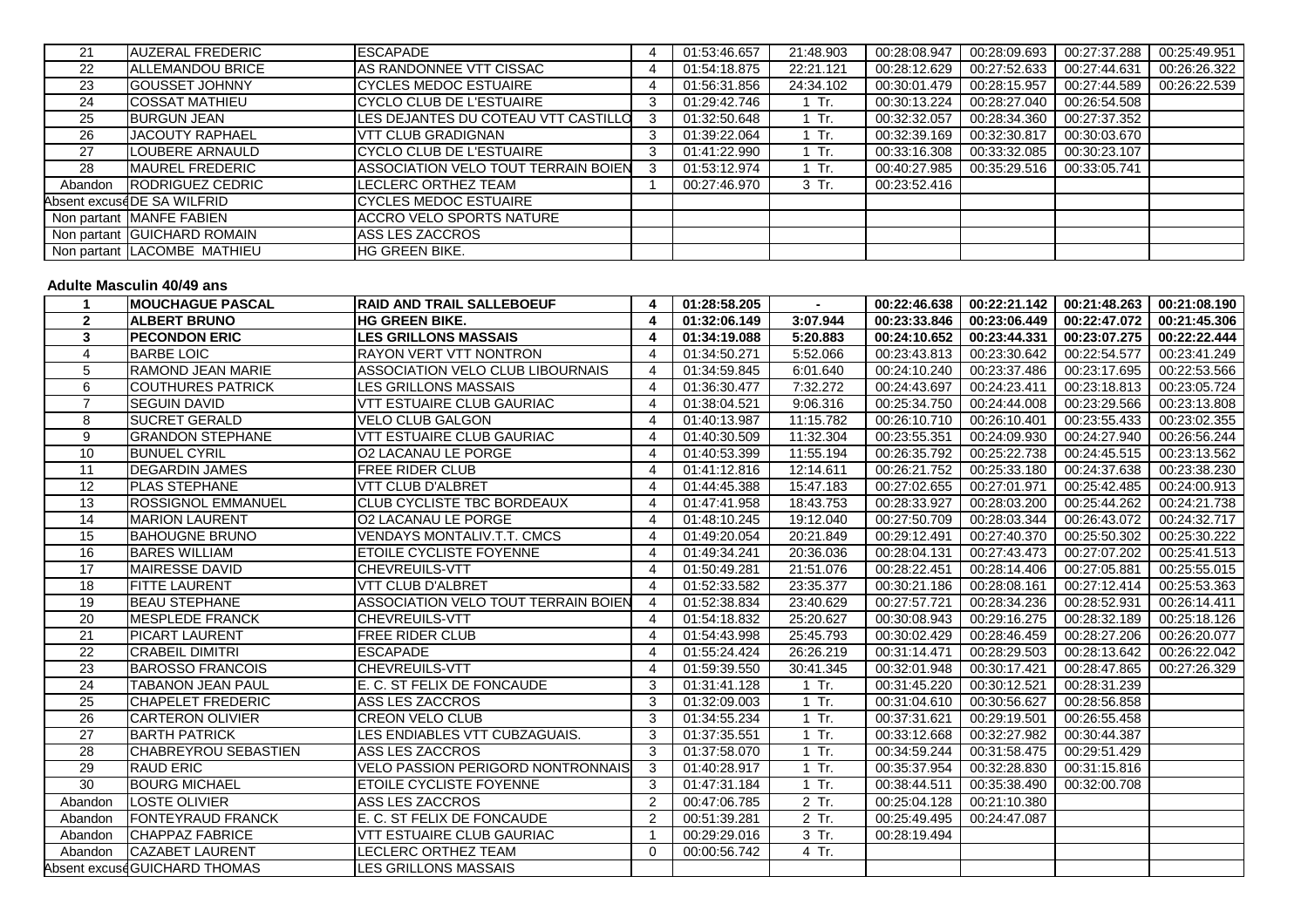| | | | | | | | | | |
|---|---|---|---|---|---|---|---|---|---|
| 21 | AUZERAL FREDERIC | ESCAPADE | 4 | 01:53:46.657 | 21:48.903 | 00:28:08.947 | 00:28:09.693 | 00:27:37.288 | 00:25:49.951 |
| 22 | ALLEMANDOU BRICE | AS RANDONNEE VTT CISSAC | 4 | 01:54:18.875 | 22:21.121 | 00:28:12.629 | 00:27:52.633 | 00:27:44.631 | 00:26:26.322 |
| 23 | GOUSSET JOHNNY | CYCLES MEDOC ESTUAIRE | 4 | 01:56:31.856 | 24:34.102 | 00:30:01.479 | 00:28:15.957 | 00:27:44.589 | 00:26:22.539 |
| 24 | COSSAT MATHIEU | CYCLO CLUB DE L'ESTUAIRE | 3 | 01:29:42.746 | 1 Tr. | 00:30:13.224 | 00:28:27.040 | 00:26:54.508 | |
| 25 | BURGUN JEAN | LES DEJANTES DU COTEAU VTT CASTILLO | 3 | 01:32:50.648 | 1 Tr. | 00:32:32.057 | 00:28:34.360 | 00:27:37.352 | |
| 26 | JACOUTY RAPHAEL | VTT CLUB GRADIGNAN | 3 | 01:39:22.064 | 1 Tr. | 00:32:39.169 | 00:32:30.817 | 00:30:03.670 | |
| 27 | LOUBERE ARNAULD | CYCLO CLUB DE L'ESTUAIRE | 3 | 01:41:22.990 | 1 Tr. | 00:33:16.308 | 00:33:32.085 | 00:30:23.107 | |
| 28 | MAUREL FREDERIC | ASSOCIATION VELO TOUT TERRAIN BOIEN | 3 | 01:53:12.974 | 1 Tr. | 00:40:27.985 | 00:35:29.516 | 00:33:05.741 | |
| Abandon | RODRIGUEZ CEDRIC | LECLERC ORTHEZ TEAM | 1 | 00:27:46.970 | 3 Tr. | 00:23:52.416 | | | |
| Absent excusé | DE SA WILFRID | CYCLES MEDOC ESTUAIRE | | | | | | | |
| Non partant | MANFE FABIEN | ACCRO VELO SPORTS NATURE | | | | | | | |
| Non partant | GUICHARD ROMAIN | ASS LES ZACCROS | | | | | | | |
| Non partant | LACOMBE MATHIEU | HG GREEN BIKE. | | | | | | | |

**Adulte Masculin 40/49 ans**

| | | | | | | | | | |
|---|---|---|---|---|---|---|---|---|---|
| **1** | **MOUCHAGUE PASCAL** | **RAID AND TRAIL SALLEBOEUF** | **4** | **01:28:58.205** | **-** | **00:22:46.638** | **00:22:21.142** | **00:21:48.263** | **00:21:08.190** |
| **2** | **ALBERT BRUNO** | **HG GREEN BIKE.** | **4** | **01:32:06.149** | **3:07.944** | **00:23:33.846** | **00:23:06.449** | **00:22:47.072** | **00:21:45.306** |
| **3** | **PECONDON ERIC** | **LES GRILLONS MASSAIS** | **4** | **01:34:19.088** | **5:20.883** | **00:24:10.652** | **00:23:44.331** | **00:23:07.275** | **00:22:22.444** |
| 4 | BARBE LOIC | RAYON VERT VTT NONTRON | 4 | 01:34:50.271 | 5:52.066 | 00:23:43.813 | 00:23:30.642 | 00:22:54.577 | 00:23:41.249 |
| 5 | RAMOND JEAN MARIE | ASSOCIATION VELO CLUB LIBOURNAIS | 4 | 01:34:59.845 | 6:01.640 | 00:24:10.240 | 00:23:37.486 | 00:23:17.695 | 00:22:53.566 |
| 6 | COUTHURES PATRICK | LES GRILLONS MASSAIS | 4 | 01:36:30.477 | 7:32.272 | 00:24:43.697 | 00:24:23.411 | 00:23:18.813 | 00:23:05.724 |
| 7 | SEGUIN DAVID | VTT ESTUAIRE CLUB GAURIAC | 4 | 01:38:04.521 | 9:06.316 | 00:25:34.750 | 00:24:44.008 | 00:23:29.566 | 00:23:13.808 |
| 8 | SUCRET GERALD | VELO CLUB GALGON | 4 | 01:40:13.987 | 11:15.782 | 00:26:10.710 | 00:26:10.401 | 00:23:55.433 | 00:23:02.355 |
| 9 | GRANDON STEPHANE | VTT ESTUAIRE CLUB GAURIAC | 4 | 01:40:30.509 | 11:32.304 | 00:23:55.351 | 00:24:09.930 | 00:24:27.940 | 00:26:56.244 |
| 10 | BUNUEL CYRIL | O2 LACANAU LE PORGE | 4 | 01:40:53.399 | 11:55.194 | 00:26:35.792 | 00:25:22.738 | 00:24:45.515 | 00:23:13.562 |
| 11 | DEGARDIN JAMES | FREE RIDER CLUB | 4 | 01:41:12.816 | 12:14.611 | 00:26:21.752 | 00:25:33.180 | 00:24:37.638 | 00:23:38.230 |
| 12 | PLAS STEPHANE | VTT CLUB D'ALBRET | 4 | 01:44:45.388 | 15:47.183 | 00:27:02.655 | 00:27:01.971 | 00:25:42.485 | 00:24:00.913 |
| 13 | ROSSIGNOL EMMANUEL | CLUB CYCLISTE TBC BORDEAUX | 4 | 01:47:41.958 | 18:43.753 | 00:28:33.927 | 00:28:03.200 | 00:25:44.262 | 00:24:21.738 |
| 14 | MARION LAURENT | O2 LACANAU LE PORGE | 4 | 01:48:10.245 | 19:12.040 | 00:27:50.709 | 00:28:03.344 | 00:26:43.072 | 00:24:32.717 |
| 15 | BAHOUGNE BRUNO | VENDAYS MONTALIV.T.T. CMCS | 4 | 01:49:20.054 | 20:21.849 | 00:29:12.491 | 00:27:40.370 | 00:25:50.302 | 00:25:30.222 |
| 16 | BARES WILLIAM | ETOILE CYCLISTE FOYENNE | 4 | 01:49:34.241 | 20:36.036 | 00:28:04.131 | 00:27:43.473 | 00:27:07.202 | 00:25:41.513 |
| 17 | MAIRESSE DAVID | CHEVREUILS-VTT | 4 | 01:50:49.281 | 21:51.076 | 00:28:22.451 | 00:28:14.406 | 00:27:05.881 | 00:25:55.015 |
| 18 | FITTE LAURENT | VTT CLUB D'ALBRET | 4 | 01:52:33.582 | 23:35.377 | 00:30:21.186 | 00:28:08.161 | 00:27:12.414 | 00:25:53.363 |
| 19 | BEAU STEPHANE | ASSOCIATION VELO TOUT TERRAIN BOIEN | 4 | 01:52:38.834 | 23:40.629 | 00:27:57.721 | 00:28:34.236 | 00:28:52.931 | 00:26:14.411 |
| 20 | MESPLEDE FRANCK | CHEVREUILS-VTT | 4 | 01:54:18.832 | 25:20.627 | 00:30:08.943 | 00:29:16.275 | 00:28:32.189 | 00:25:18.126 |
| 21 | PICART LAURENT | FREE RIDER CLUB | 4 | 01:54:43.998 | 25:45.793 | 00:30:02.429 | 00:28:46.459 | 00:28:27.206 | 00:26:20.077 |
| 22 | CRABEIL DIMITRI | ESCAPADE | 4 | 01:55:24.424 | 26:26.219 | 00:31:14.471 | 00:28:29.503 | 00:28:13.642 | 00:26:22.042 |
| 23 | BAROSSO FRANCOIS | CHEVREUILS-VTT | 4 | 01:59:39.550 | 30:41.345 | 00:32:01.948 | 00:30:17.421 | 00:28:47.865 | 00:27:26.329 |
| 24 | TABANON JEAN PAUL | E. C. ST FELIX DE FONCAUDE | 3 | 01:31:41.128 | 1 Tr. | 00:31:45.220 | 00:30:12.521 | 00:28:31.239 | |
| 25 | CHAPELET FREDERIC | ASS LES ZACCROS | 3 | 01:32:09.003 | 1 Tr. | 00:31:04.610 | 00:30:56.627 | 00:28:56.858 | |
| 26 | CARTERON OLIVIER | CREON VELO CLUB | 3 | 01:34:55.234 | 1 Tr. | 00:37:31.621 | 00:29:19.501 | 00:26:55.458 | |
| 27 | BARTH PATRICK | LES ENDIABLES VTT CUBZAGUAIS. | 3 | 01:37:35.551 | 1 Tr. | 00:33:12.668 | 00:32:27.982 | 00:30:44.387 | |
| 28 | CHABREYROU SEBASTIEN | ASS LES ZACCROS | 3 | 01:37:58.070 | 1 Tr. | 00:34:59.244 | 00:31:58.475 | 00:29:51.429 | |
| 29 | RAUD ERIC | VELO PASSION PERIGORD NONTRONNAIS | 3 | 01:40:28.917 | 1 Tr. | 00:35:37.954 | 00:32:28.830 | 00:31:15.816 | |
| 30 | BOURG MICHAEL | ETOILE CYCLISTE FOYENNE | 3 | 01:47:31.184 | 1 Tr. | 00:38:44.511 | 00:35:38.490 | 00:32:00.708 | |
| Abandon | LOSTE OLIVIER | ASS LES ZACCROS | 2 | 00:47:06.785 | 2 Tr. | 00:25:04.128 | 00:21:10.380 | | |
| Abandon | FONTEYRAUD FRANCK | E. C. ST FELIX DE FONCAUDE | 2 | 00:51:39.281 | 2 Tr. | 00:25:49.495 | 00:24:47.087 | | |
| Abandon | CHAPPAZ FABRICE | VTT ESTUAIRE CLUB GAURIAC | 1 | 00:29:29.016 | 3 Tr. | 00:28:19.494 | | | |
| Abandon | CAZABET LAURENT | LECLERC ORTHEZ TEAM | 0 | 00:00:56.742 | 4 Tr. | | | | |
| Absent excusé | GUICHARD THOMAS | LES GRILLONS MASSAIS | | | | | | | |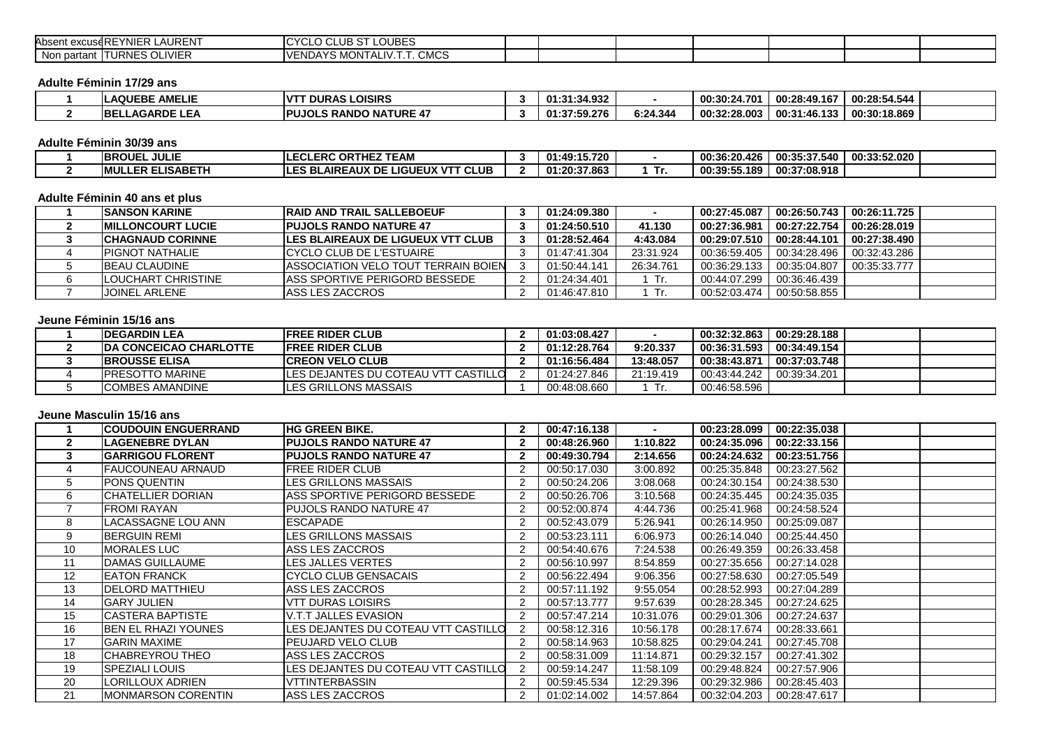| Absent excusé | REYNIER LAURENT | CYCLO CLUB ST LOUBES | | | | | | | |
|---|---|---|---|---|---|---|---|---|---|
| Non partant | TURNES OLIVIER | VENDAYS MONTALIV.T.T. CMCS | | | | | | | |

**Adulte Féminin 17/29 ans**

| | | | | | | | | | |
|---|---|---|---|---|---|---|---|---|---|
| **1** | **LAQUEBE AMELIE** | **VTT DURAS LOISIRS** | **3** | **01:31:34.932** | **-** | **00:30:24.701** | **00:28:49.167** | **00:28:54.544** | |
| **2** | **BELLAGARDE LEA** | **PUJOLS RANDO NATURE 47** | **3** | **01:37:59.276** | **6:24.344** | **00:32:28.003** | **00:31:46.133** | **00:30:18.869** | |

**Adulte Féminin 30/39 ans**

| | | | | | | | | | |
|---|---|---|---|---|---|---|---|---|---|
| **1** | **BROUEL JULIE** | **LECLERC ORTHEZ TEAM** | **3** | **01:49:15.720** | **-** | **00:36:20.426** | **00:35:37.540** | **00:33:52.020** | |
| **2** | **MULLER ELISABETH** | **LES BLAIREAUX DE LIGUEUX VTT CLUB** | **2** | **01:20:37.863** | **1 Tr.** | **00:39:55.189** | **00:37:08.918** | | |

**Adulte Féminin 40 ans et plus**

| | | | | | | | | | |
|---|---|---|---|---|---|---|---|---|---|
| **1** | **SANSON KARINE** | **RAID AND TRAIL SALLEBOEUF** | **3** | **01:24:09.380** | **-** | **00:27:45.087** | **00:26:50.743** | **00:26:11.725** | |
| **2** | **MILLONCOURT LUCIE** | **PUJOLS RANDO NATURE 47** | **3** | **01:24:50.510** | **41.130** | **00:27:36.981** | **00:27:22.754** | **00:26:28.019** | |
| **3** | **CHAGNAUD CORINNE** | **LES BLAIREAUX DE LIGUEUX VTT CLUB** | **3** | **01:28:52.464** | **4:43.084** | **00:29:07.510** | **00:28:44.101** | **00:27:38.490** | |
| 4 | PIGNOT NATHALIE | CYCLO CLUB DE L'ESTUAIRE | 3 | 01:47:41.304 | 23:31.924 | 00:36:59.405 | 00:34:28.496 | 00:32:43.286 | |
| 5 | BEAU CLAUDINE | ASSOCIATION VELO TOUT TERRAIN BOIEN | 3 | 01:50:44.141 | 26:34.761 | 00:36:29.133 | 00:35:04.807 | 00:35:33.777 | |
| 6 | LOUCHART CHRISTINE | ASS SPORTIVE PERIGORD BESSEDE | 2 | 01:24:34.401 | 1 Tr. | 00:44:07.299 | 00:36:46.439 | | |
| 7 | JOINEL ARLENE | ASS LES ZACCROS | 2 | 01:46:47.810 | 1 Tr. | 00:52:03.474 | 00:50:58.855 | | |

**Jeune Féminin 15/16 ans**

| | | | | | | | | | |
|---|---|---|---|---|---|---|---|---|---|
| **1** | **DEGARDIN LEA** | **FREE RIDER CLUB** | **2** | **01:03:08.427** | **-** | **00:32:32.863** | **00:29:28.188** | | |
| **2** | **DA CONCEICAO CHARLOTTE** | **FREE RIDER CLUB** | **2** | **01:12:28.764** | **9:20.337** | **00:36:31.593** | **00:34:49.154** | | |
| **3** | **BROUSSE ELISA** | **CREON VELO CLUB** | **2** | **01:16:56.484** | **13:48.057** | **00:38:43.871** | **00:37:03.748** | | |
| 4 | PRESOTTO MARINE | LES DEJANTES DU COTEAU VTT CASTILLO | 2 | 01:24:27.846 | 21:19.419 | 00:43:44.242 | 00:39:34.201 | | |
| 5 | COMBES AMANDINE | LES GRILLONS MASSAIS | 1 | 00:48:08.660 | 1 Tr. | 00:46:58.596 | | | |

**Jeune Masculin 15/16 ans**

| | | | | | | | | | |
|---|---|---|---|---|---|---|---|---|---|
| **1** | **COUDOUIN ENGUERRAND** | **HG GREEN BIKE.** | **2** | **00:47:16.138** | **-** | **00:23:28.099** | **00:22:35.038** | | |
| **2** | **LAGENEBRE DYLAN** | **PUJOLS RANDO NATURE 47** | **2** | **00:48:26.960** | **1:10.822** | **00:24:35.096** | **00:22:33.156** | | |
| **3** | **GARRIGOU FLORENT** | **PUJOLS RANDO NATURE 47** | **2** | **00:49:30.794** | **2:14.656** | **00:24:24.632** | **00:23:51.756** | | |
| 4 | FAUCOUNEAU ARNAUD | FREE RIDER CLUB | 2 | 00:50:17.030 | 3:00.892 | 00:25:35.848 | 00:23:27.562 | | |
| 5 | PONS QUENTIN | LES GRILLONS MASSAIS | 2 | 00:50:24.206 | 3:08.068 | 00:24:30.154 | 00:24:38.530 | | |
| 6 | CHATELLIER DORIAN | ASS SPORTIVE PERIGORD BESSEDE | 2 | 00:50:26.706 | 3:10.568 | 00:24:35.445 | 00:24:35.035 | | |
| 7 | FROMI RAYAN | PUJOLS RANDO NATURE 47 | 2 | 00:52:00.874 | 4:44.736 | 00:25:41.968 | 00:24:58.524 | | |
| 8 | LACASSAGNE LOU ANN | ESCAPADE | 2 | 00:52:43.079 | 5:26.941 | 00:26:14.950 | 00:25:09.087 | | |
| 9 | BERGUIN REMI | LES GRILLONS MASSAIS | 2 | 00:53:23.111 | 6:06.973 | 00:26:14.040 | 00:25:44.450 | | |
| 10 | MORALES LUC | ASS LES ZACCROS | 2 | 00:54:40.676 | 7:24.538 | 00:26:49.359 | 00:26:33.458 | | |
| 11 | DAMAS GUILLAUME | LES JALLES VERTES | 2 | 00:56:10.997 | 8:54.859 | 00:27:35.656 | 00:27:14.028 | | |
| 12 | EATON FRANCK | CYCLO CLUB GENSACAIS | 2 | 00:56:22.494 | 9:06.356 | 00:27:58.630 | 00:27:05.549 | | |
| 13 | DELORD MATTHIEU | ASS LES ZACCROS | 2 | 00:57:11.192 | 9:55.054 | 00:28:52.993 | 00:27:04.289 | | |
| 14 | GARY JULIEN | VTT DURAS LOISIRS | 2 | 00:57:13.777 | 9:57.639 | 00:28:28.345 | 00:27:24.625 | | |
| 15 | CASTERA BAPTISTE | V.T.T JALLES EVASION | 2 | 00:57:47.214 | 10:31.076 | 00:29:01.306 | 00:27:24.637 | | |
| 16 | BEN EL RHAZI YOUNES | LES DEJANTES DU COTEAU VTT CASTILLO | 2 | 00:58:12.316 | 10:56.178 | 00:28:17.674 | 00:28:33.661 | | |
| 17 | GARIN MAXIME | PEUJARD VELO CLUB | 2 | 00:58:14.963 | 10:58.825 | 00:29:04.241 | 00:27:45.708 | | |
| 18 | CHABREYROU THEO | ASS LES ZACCROS | 2 | 00:58:31.009 | 11:14.871 | 00:29:32.157 | 00:27:41.302 | | |
| 19 | SPEZIALI LOUIS | LES DEJANTES DU COTEAU VTT CASTILLO | 2 | 00:59:14.247 | 11:58.109 | 00:29:48.824 | 00:27:57.906 | | |
| 20 | LORILLOUX ADRIEN | VTTINTERBASSIN | 2 | 00:59:45.534 | 12:29.396 | 00:29:32.986 | 00:28:45.403 | | |
| 21 | MONMARSON CORENTIN | ASS LES ZACCROS | 2 | 01:02:14.002 | 14:57.864 | 00:32:04.203 | 00:28:47.617 | | |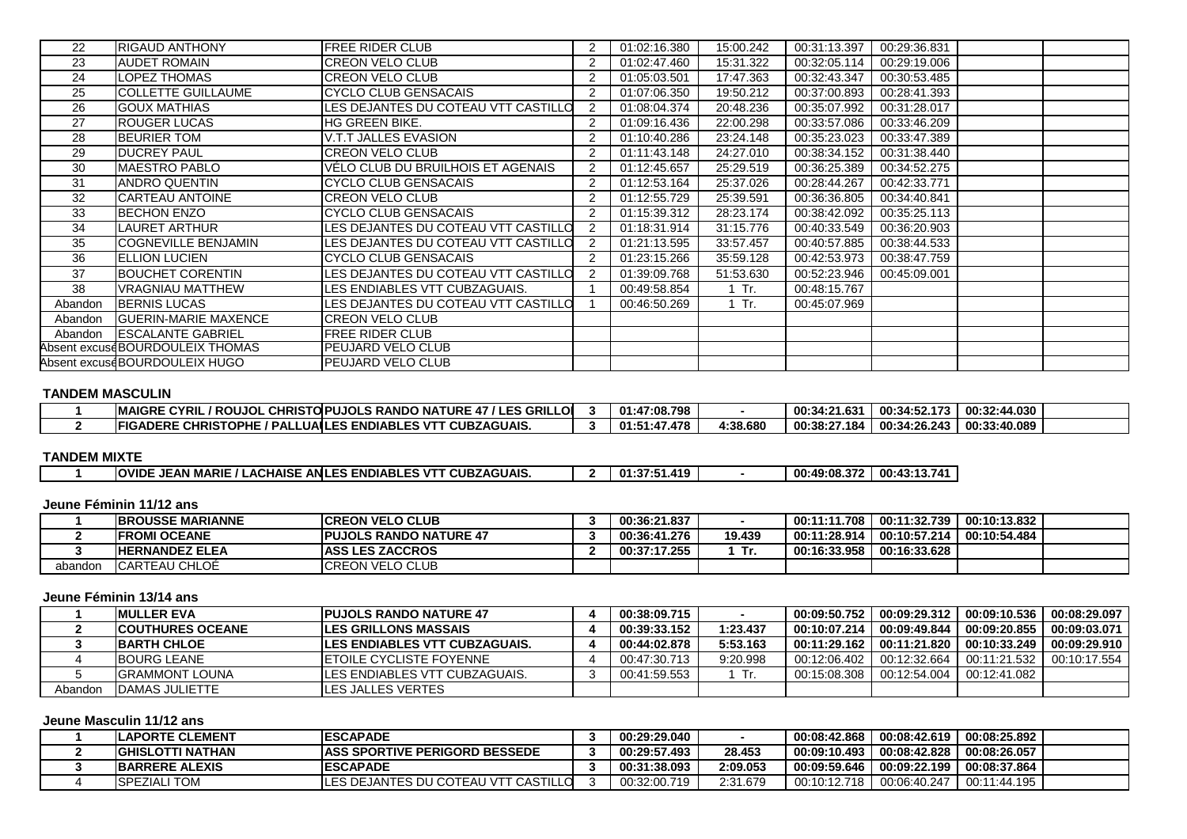| 22 | RIGAUD ANTHONY | FREE RIDER CLUB | 2 | 01:02:16.380 | 15:00.242 | 00:31:13.397 | 00:29:36.831 | | |
|---|---|---|---|---|---|---|---|---|---|
| 23 | AUDET ROMAIN | CREON VELO CLUB | 2 | 01:02:47.460 | 15:31.322 | 00:32:05.114 | 00:29:19.006 | | |
| 24 | LOPEZ THOMAS | CREON VELO CLUB | 2 | 01:05:03.501 | 17:47.363 | 00:32:43.347 | 00:30:53.485 | | |
| 25 | COLLETTE GUILLAUME | CYCLO CLUB GENSACAIS | 2 | 01:07:06.350 | 19:50.212 | 00:37:00.893 | 00:28:41.393 | | |
| 26 | GOUX MATHIAS | LES DEJANTES DU COTEAU VTT CASTILLO | 2 | 01:08:04.374 | 20:48.236 | 00:35:07.992 | 00:31:28.017 | | |
| 27 | ROUGER LUCAS | HG GREEN BIKE. | 2 | 01:09:16.436 | 22:00.298 | 00:33:57.086 | 00:33:46.209 | | |
| 28 | BEURIER TOM | V.T.T JALLES EVASION | 2 | 01:10:40.286 | 23:24.148 | 00:35:23.023 | 00:33:47.389 | | |
| 29 | DUCREY PAUL | CREON VELO CLUB | 2 | 01:11:43.148 | 24:27.010 | 00:38:34.152 | 00:31:38.440 | | |
| 30 | MAESTRO PABLO | VÉLO CLUB DU BRUILHOIS ET AGENAIS | 2 | 01:12:45.657 | 25:29.519 | 00:36:25.389 | 00:34:52.275 | | |
| 31 | ANDRO QUENTIN | CYCLO CLUB GENSACAIS | 2 | 01:12:53.164 | 25:37.026 | 00:28:44.267 | 00:42:33.771 | | |
| 32 | CARTEAU ANTOINE | CREON VELO CLUB | 2 | 01:12:55.729 | 25:39.591 | 00:36:36.805 | 00:34:40.841 | | |
| 33 | BECHON ENZO | CYCLO CLUB GENSACAIS | 2 | 01:15:39.312 | 28:23.174 | 00:38:42.092 | 00:35:25.113 | | |
| 34 | LAURET ARTHUR | LES DEJANTES DU COTEAU VTT CASTILLO | 2 | 01:18:31.914 | 31:15.776 | 00:40:33.549 | 00:36:20.903 | | |
| 35 | COGNEVILLE BENJAMIN | LES DEJANTES DU COTEAU VTT CASTILLO | 2 | 01:21:13.595 | 33:57.457 | 00:40:57.885 | 00:38:44.533 | | |
| 36 | ELLION LUCIEN | CYCLO CLUB GENSACAIS | 2 | 01:23:15.266 | 35:59.128 | 00:42:53.973 | 00:38:47.759 | | |
| 37 | BOUCHET CORENTIN | LES DEJANTES DU COTEAU VTT CASTILLO | 2 | 01:39:09.768 | 51:53.630 | 00:52:23.946 | 00:45:09.001 | | |
| 38 | VRAGNIAU MATTHEW | LES ENDIABLES VTT CUBZAGUAIS. | 1 | 00:49:58.854 | 1 Tr. | 00:48:15.767 | | | |
| Abandon | BERNIS LUCAS | LES DEJANTES DU COTEAU VTT CASTILLO | 1 | 00:46:50.269 | 1 Tr. | 00:45:07.969 | | | |
| Abandon | GUERIN-MARIE MAXENCE | CREON VELO CLUB | | | | | | | |
| Abandon | ESCALANTE GABRIEL | FREE RIDER CLUB | | | | | | | |
| Absent excusé | BOURDOULEIX THOMAS | PEUJARD VELO CLUB | | | | | | | |
| Absent excusé | BOURDOULEIX HUGO | PEUJARD VELO CLUB | | | | | | | |

**TANDEM MASCULIN**

| 1 | MAIGRE CYRIL / ROUJOL CHRISTO | PUJOLS RANDO NATURE 47 / LES GRILLO | 3 | 01:47:08.798 | - | 00:34:21.631 | 00:34:52.173 | 00:32:44.030 | |
|---|---|---|---|---|---|---|---|---|---|
| 2 | FIGADERE CHRISTOPHE / PALLUA | LES ENDIABLES VTT CUBZAGUAIS. | 3 | 01:51:47.478 | 4:38.680 | 00:38:27.184 | 00:34:26.243 | 00:33:40.089 | |

**TANDEM MIXTE**

| 1 | OVIDE JEAN MARIE / LACHAISE AN | LES ENDIABLES VTT CUBZAGUAIS. | 2 | 01:37:51.419 | - | 00:49:08.372 | 00:43:13.741 |
|---|---|---|---|---|---|---|---|

**Jeune Féminin 11/12 ans**

| 1 | BROUSSE MARIANNE | CREON VELO CLUB | 3 | 00:36:21.837 | - | 00:11:11.708 | 00:11:32.739 | 00:10:13.832 | |
|---|---|---|---|---|---|---|---|---|---|
| 2 | FROMI OCEANE | PUJOLS RANDO NATURE 47 | 3 | 00:36:41.276 | 19.439 | 00:11:28.914 | 00:10:57.214 | 00:10:54.484 | |
| 3 | HERNANDEZ ELEA | ASS LES ZACCROS | 2 | 00:37:17.255 | 1 Tr. | 00:16:33.958 | 00:16:33.628 | | |
| abandon | CARTEAU CHLOÉ | CREON VELO CLUB | | | | | | | |

**Jeune Féminin 13/14 ans**

| 1 | MULLER EVA | PUJOLS RANDO NATURE 47 | 4 | 00:38:09.715 | - | 00:09:50.752 | 00:09:29.312 | 00:09:10.536 | 00:08:29.097 |
|---|---|---|---|---|---|---|---|---|---|
| 2 | COUTHURES OCEANE | LES GRILLONS MASSAIS | 4 | 00:39:33.152 | 1:23.437 | 00:10:07.214 | 00:09:49.844 | 00:09:20.855 | 00:09:03.071 |
| 3 | BARTH CHLOE | LES ENDIABLES VTT CUBZAGUAIS. | 4 | 00:44:02.878 | 5:53.163 | 00:11:29.162 | 00:11:21.820 | 00:10:33.249 | 00:09:29.910 |
| 4 | BOURG LEANE | ETOILE CYCLISTE FOYENNE | 4 | 00:47:30.713 | 9:20.998 | 00:12:06.402 | 00:12:32.664 | 00:11:21.532 | 00:10:17.554 |
| 5 | GRAMMONT LOUNA | LES ENDIABLES VTT CUBZAGUAIS. | 3 | 00:41:59.553 | 1 Tr. | 00:15:08.308 | 00:12:54.004 | 00:12:41.082 | |
| Abandon | DAMAS JULIETTE | LES JALLES VERTES | | | | | | | |

**Jeune Masculin 11/12 ans**

| 1 | LAPORTE CLEMENT | ESCAPADE | 3 | 00:29:29.040 | - | 00:08:42.868 | 00:08:42.619 | 00:08:25.892 | |
|---|---|---|---|---|---|---|---|---|---|
| 2 | GHISLOTTI NATHAN | ASS SPORTIVE PERIGORD BESSEDE | 3 | 00:29:57.493 | 28.453 | 00:09:10.493 | 00:08:42.828 | 00:08:26.057 | |
| 3 | BARRERE ALEXIS | ESCAPADE | 3 | 00:31:38.093 | 2:09.053 | 00:09:59.646 | 00:09:22.199 | 00:08:37.864 | |
| 4 | SPEZIALI TOM | LES DEJANTES DU COTEAU VTT CASTILLO | 3 | 00:32:00.719 | 2:31.679 | 00:10:12.718 | 00:06:40.247 | 00:11:44.195 | |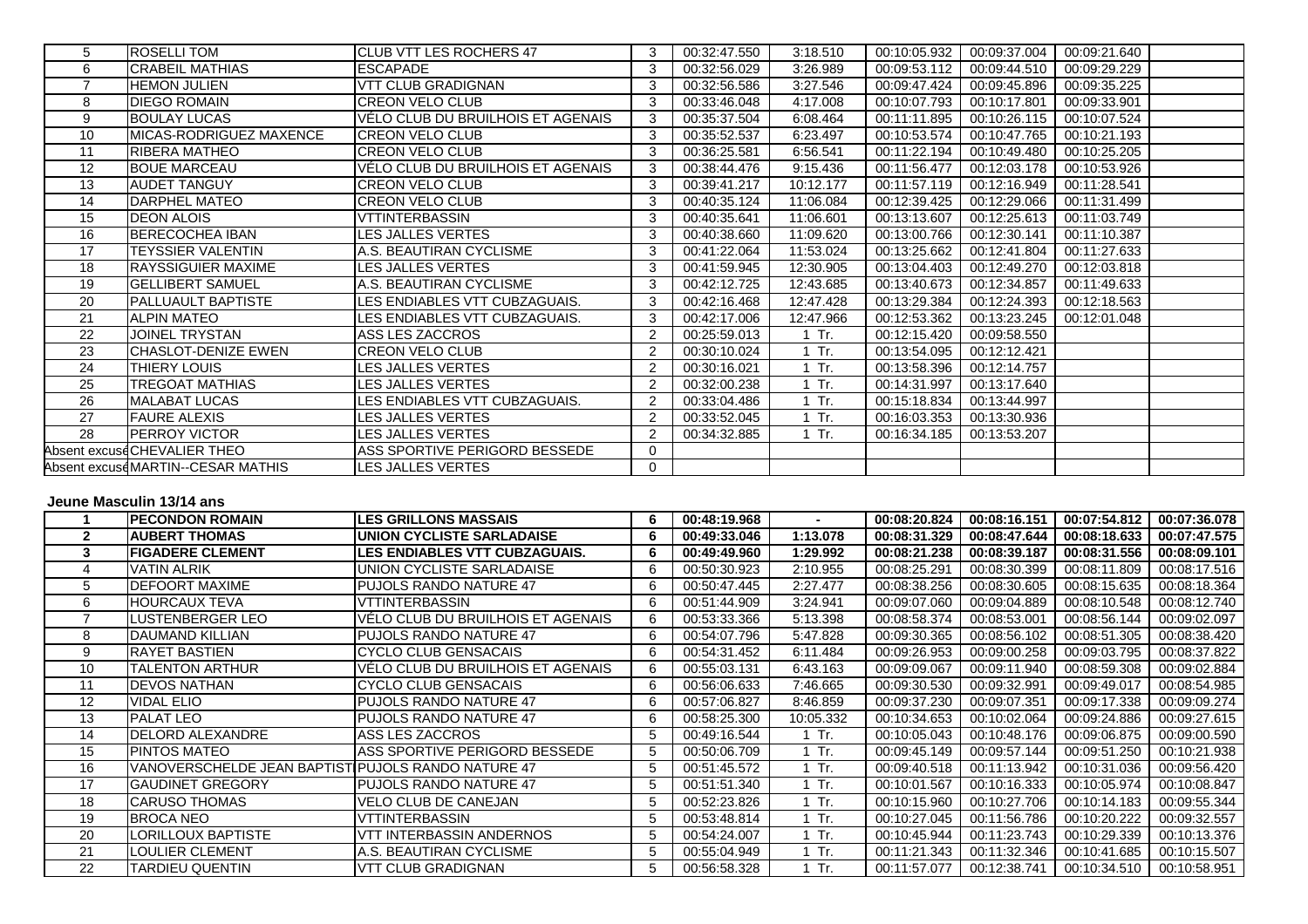| | | | | | | | | | |
|---|---|---|---|---|---|---|---|---|---|
| 5 | ROSELLI TOM | CLUB VTT LES ROCHERS 47 | 3 | 00:32:47.550 | 3:18.510 | 00:10:05.932 | 00:09:37.004 | 00:09:21.640 | |
| 6 | CRABEIL MATHIAS | ESCAPADE | 3 | 00:32:56.029 | 3:26.989 | 00:09:53.112 | 00:09:44.510 | 00:09:29.229 | |
| 7 | HEMON JULIEN | VTT CLUB GRADIGNAN | 3 | 00:32:56.586 | 3:27.546 | 00:09:47.424 | 00:09:45.896 | 00:09:35.225 | |
| 8 | DIEGO ROMAIN | CREON VELO CLUB | 3 | 00:33:46.048 | 4:17.008 | 00:10:07.793 | 00:10:17.801 | 00:09:33.901 | |
| 9 | BOULAY LUCAS | VÉLO CLUB DU BRUILHOIS ET AGENAIS | 3 | 00:35:37.504 | 6:08.464 | 00:11:11.895 | 00:10:26.115 | 00:10:07.524 | |
| 10 | MICAS-RODRIGUEZ MAXENCE | CREON VELO CLUB | 3 | 00:35:52.537 | 6:23.497 | 00:10:53.574 | 00:10:47.765 | 00:10:21.193 | |
| 11 | RIBERA MATHEO | CREON VELO CLUB | 3 | 00:36:25.581 | 6:56.541 | 00:11:22.194 | 00:10:49.480 | 00:10:25.205 | |
| 12 | BOUE MARCEAU | VÉLO CLUB DU BRUILHOIS ET AGENAIS | 3 | 00:38:44.476 | 9:15.436 | 00:11:56.477 | 00:12:03.178 | 00:10:53.926 | |
| 13 | AUDET TANGUY | CREON VELO CLUB | 3 | 00:39:41.217 | 10:12.177 | 00:11:57.119 | 00:12:16.949 | 00:11:28.541 | |
| 14 | DARPHEL MATEO | CREON VELO CLUB | 3 | 00:40:35.124 | 11:06.084 | 00:12:39.425 | 00:12:29.066 | 00:11:31.499 | |
| 15 | DEON ALOIS | VTTINTERBASSIN | 3 | 00:40:35.641 | 11:06.601 | 00:13:13.607 | 00:12:25.613 | 00:11:03.749 | |
| 16 | BERECOCHEA IBAN | LES JALLES VERTES | 3 | 00:40:38.660 | 11:09.620 | 00:13:00.766 | 00:12:30.141 | 00:11:10.387 | |
| 17 | TEYSSIER VALENTIN | A.S. BEAUTIRAN CYCLISME | 3 | 00:41:22.064 | 11:53.024 | 00:13:25.662 | 00:12:41.804 | 00:11:27.633 | |
| 18 | RAYSSIGUIER MAXIME | LES JALLES VERTES | 3 | 00:41:59.945 | 12:30.905 | 00:13:04.403 | 00:12:49.270 | 00:12:03.818 | |
| 19 | GELLIBERT SAMUEL | A.S. BEAUTIRAN CYCLISME | 3 | 00:42:12.725 | 12:43.685 | 00:13:40.673 | 00:12:34.857 | 00:11:49.633 | |
| 20 | PALLUAULT BAPTISTE | LES ENDIABLES VTT CUBZAGUAIS. | 3 | 00:42:16.468 | 12:47.428 | 00:13:29.384 | 00:12:24.393 | 00:12:18.563 | |
| 21 | ALPIN MATEO | LES ENDIABLES VTT CUBZAGUAIS. | 3 | 00:42:17.006 | 12:47.966 | 00:12:53.362 | 00:13:23.245 | 00:12:01.048 | |
| 22 | JOINEL TRYSTAN | ASS LES ZACCROS | 2 | 00:25:59.013 | 1 Tr. | 00:12:15.420 | 00:09:58.550 | | |
| 23 | CHASLOT-DENIZE EWEN | CREON VELO CLUB | 2 | 00:30:10.024 | 1 Tr. | 00:13:54.095 | 00:12:12.421 | | |
| 24 | THIERY LOUIS | LES JALLES VERTES | 2 | 00:30:16.021 | 1 Tr. | 00:13:58.396 | 00:12:14.757 | | |
| 25 | TREGOAT MATHIAS | LES JALLES VERTES | 2 | 00:32:00.238 | 1 Tr. | 00:14:31.997 | 00:13:17.640 | | |
| 26 | MALABAT LUCAS | LES ENDIABLES VTT CUBZAGUAIS. | 2 | 00:33:04.486 | 1 Tr. | 00:15:18.834 | 00:13:44.997 | | |
| 27 | FAURE ALEXIS | LES JALLES VERTES | 2 | 00:33:52.045 | 1 Tr. | 00:16:03.353 | 00:13:30.936 | | |
| 28 | PERROY VICTOR | LES JALLES VERTES | 2 | 00:34:32.885 | 1 Tr. | 00:16:34.185 | 00:13:53.207 | | |
| Absent excusé | CHEVALIER THEO | ASS SPORTIVE PERIGORD BESSEDE | 0 | | | | | | |
| Absent excusé | MARTIN--CESAR MATHIS | LES JALLES VERTES | 0 | | | | | | |

### Jeune Masculin 13/14 ans

| | | | | | | | | | |
|---|---|---|---|---|---|---|---|---|---|
| **1** | **PECONDON ROMAIN** | **LES GRILLONS MASSAIS** | **6** | **00:48:19.968** | **-** | **00:08:20.824** | **00:08:16.151** | **00:07:54.812** | **00:07:36.078** |
| **2** | **AUBERT THOMAS** | **UNION CYCLISTE SARLADAISE** | **6** | **00:49:33.046** | **1:13.078** | **00:08:31.329** | **00:08:47.644** | **00:08:18.633** | **00:07:47.575** |
| **3** | **FIGADERE CLEMENT** | **LES ENDIABLES VTT CUBZAGUAIS.** | **6** | **00:49:49.960** | **1:29.992** | **00:08:21.238** | **00:08:39.187** | **00:08:31.556** | **00:08:09.101** |
| 4 | VATIN ALRIK | UNION CYCLISTE SARLADAISE | 6 | 00:50:30.923 | 2:10.955 | 00:08:25.291 | 00:08:30.399 | 00:08:11.809 | 00:08:17.516 |
| 5 | DEFOORT MAXIME | PUJOLS RANDO NATURE 47 | 6 | 00:50:47.445 | 2:27.477 | 00:08:38.256 | 00:08:30.605 | 00:08:15.635 | 00:08:18.364 |
| 6 | HOURCAUX TEVA | VTTINTERBASSIN | 6 | 00:51:44.909 | 3:24.941 | 00:09:07.060 | 00:09:04.889 | 00:08:10.548 | 00:08:12.740 |
| 7 | LUSTENBERGER LEO | VÉLO CLUB DU BRUILHOIS ET AGENAIS | 6 | 00:53:33.366 | 5:13.398 | 00:08:58.374 | 00:08:53.001 | 00:08:56.144 | 00:09:02.097 |
| 8 | DAUMAND KILLIAN | PUJOLS RANDO NATURE 47 | 6 | 00:54:07.796 | 5:47.828 | 00:09:30.365 | 00:08:56.102 | 00:08:51.305 | 00:08:38.420 |
| 9 | RAYET BASTIEN | CYCLO CLUB GENSACAIS | 6 | 00:54:31.452 | 6:11.484 | 00:09:26.953 | 00:09:00.258 | 00:09:03.795 | 00:08:37.822 |
| 10 | TALENTON ARTHUR | VÉLO CLUB DU BRUILHOIS ET AGENAIS | 6 | 00:55:03.131 | 6:43.163 | 00:09:09.067 | 00:09:11.940 | 00:08:59.308 | 00:09:02.884 |
| 11 | DEVOS NATHAN | CYCLO CLUB GENSACAIS | 6 | 00:56:06.633 | 7:46.665 | 00:09:30.530 | 00:09:32.991 | 00:09:49.017 | 00:08:54.985 |
| 12 | VIDAL ELIO | PUJOLS RANDO NATURE 47 | 6 | 00:57:06.827 | 8:46.859 | 00:09:37.230 | 00:09:07.351 | 00:09:17.338 | 00:09:09.274 |
| 13 | PALAT LEO | PUJOLS RANDO NATURE 47 | 6 | 00:58:25.300 | 10:05.332 | 00:10:34.653 | 00:10:02.064 | 00:09:24.886 | 00:09:27.615 |
| 14 | DELORD ALEXANDRE | ASS LES ZACCROS | 5 | 00:49:16.544 | 1 Tr. | 00:10:05.043 | 00:10:48.176 | 00:09:06.875 | 00:09:00.590 |
| 15 | PINTOS MATEO | ASS SPORTIVE PERIGORD BESSEDE | 5 | 00:50:06.709 | 1 Tr. | 00:09:45.149 | 00:09:57.144 | 00:09:51.250 | 00:10:21.938 |
| 16 | VANOVERSCHELDE JEAN BAPTIST | PUJOLS RANDO NATURE 47 | 5 | 00:51:45.572 | 1 Tr. | 00:09:40.518 | 00:11:13.942 | 00:10:31.036 | 00:09:56.420 |
| 17 | GAUDINET GREGORY | PUJOLS RANDO NATURE 47 | 5 | 00:51:51.340 | 1 Tr. | 00:10:01.567 | 00:10:16.333 | 00:10:05.974 | 00:10:08.847 |
| 18 | CARUSO THOMAS | VELO CLUB DE CANEJAN | 5 | 00:52:23.826 | 1 Tr. | 00:10:15.960 | 00:10:27.706 | 00:10:14.183 | 00:09:55.344 |
| 19 | BROCA NEO | VTTINTERBASSIN | 5 | 00:53:48.814 | 1 Tr. | 00:10:27.045 | 00:11:56.786 | 00:10:20.222 | 00:09:32.557 |
| 20 | LORILLOUX BAPTISTE | VTT INTERBASSIN ANDERNOS | 5 | 00:54:24.007 | 1 Tr. | 00:10:45.944 | 00:11:23.743 | 00:10:29.339 | 00:10:13.376 |
| 21 | LOULIER CLEMENT | A.S. BEAUTIRAN CYCLISME | 5 | 00:55:04.949 | 1 Tr. | 00:11:21.343 | 00:11:32.346 | 00:10:41.685 | 00:10:15.507 |
| 22 | TARDIEU QUENTIN | VTT CLUB GRADIGNAN | 5 | 00:56:58.328 | 1 Tr. | 00:11:57.077 | 00:12:38.741 | 00:10:34.510 | 00:10:58.951 |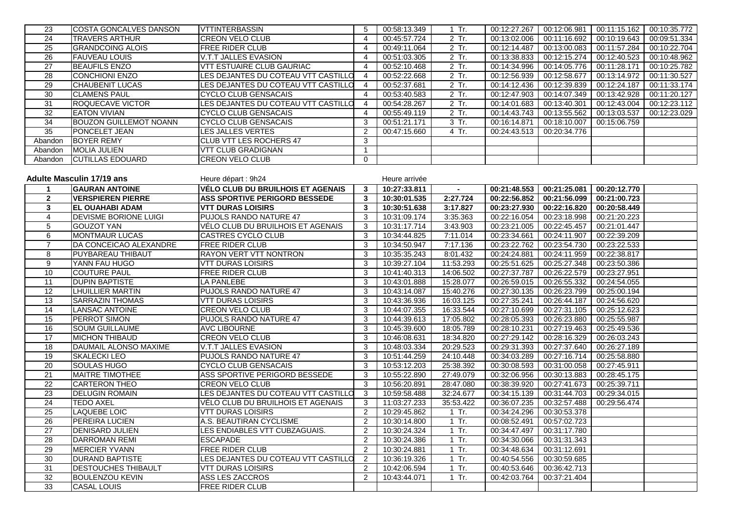| | | | | | | | | | |
|---|---|---|---|---|---|---|---|---|---|
| 23 | COSTA GONCALVES DANSON | VTTINTERBASSIN | 5 | 00:58:13.349 | 1 Tr. | 00:12:27.267 | 00:12:06.981 | 00:11:15.162 | 00:10:35.772 |
| 24 | TRAVERS ARTHUR | CREON VELO CLUB | 4 | 00:45:57.724 | 2 Tr. | 00:13:02.006 | 00:11:16.692 | 00:10:19.643 | 00:09:51.334 |
| 25 | GRANDCOING ALOIS | FREE RIDER CLUB | 4 | 00:49:11.064 | 2 Tr. | 00:12:14.487 | 00:13:00.083 | 00:11:57.284 | 00:10:22.704 |
| 26 | FAUVEAU LOUIS | V.T.T JALLES EVASION | 4 | 00:51:03.305 | 2 Tr. | 00:13:38.833 | 00:12:15.274 | 00:12:40.523 | 00:10:48.962 |
| 27 | BEAUFILS ENZO | VTT ESTUAIRE CLUB GAURIAC | 4 | 00:52:10.468 | 2 Tr. | 00:14:34.996 | 00:14:05.776 | 00:11:28.171 | 00:10:25.782 |
| 28 | CONCHIONI ENZO | LES DEJANTES DU COTEAU VTT CASTILLO | 4 | 00:52:22.668 | 2 Tr. | 00:12:56.939 | 00:12:58.677 | 00:13:14.972 | 00:11:30.527 |
| 29 | CHAUBENIT LUCAS | LES DEJANTES DU COTEAU VTT CASTILLO | 4 | 00:52:37.681 | 2 Tr. | 00:14:12.436 | 00:12:39.839 | 00:12:24.187 | 00:11:33.174 |
| 30 | CLAMENS PAUL | CYCLO CLUB GENSACAIS | 4 | 00:53:40.583 | 2 Tr. | 00:12:47.903 | 00:14:07.349 | 00:13:42.928 | 00:11:20.127 |
| 31 | ROQUECAVE VICTOR | LES DEJANTES DU COTEAU VTT CASTILLO | 4 | 00:54:28.267 | 2 Tr. | 00:14:01.683 | 00:13:40.301 | 00:12:43.004 | 00:12:23.112 |
| 32 | EATON VIVIAN | CYCLO CLUB GENSACAIS | 4 | 00:55:49.119 | 2 Tr. | 00:14:43.743 | 00:13:55.562 | 00:13:03.537 | 00:12:23.029 |
| 34 | BOUZON GUILLEMOT NOANN | CYCLO CLUB GENSACAIS | 3 | 00:51:21.171 | 3 Tr. | 00:16:14.871 | 00:18:10.007 | 00:15:06.759 | |
| 35 | PONCELET JEAN | LES JALLES VERTES | 2 | 00:47:15.660 | 4 Tr. | 00:24:43.513 | 00:20:34.776 | | |
| Abandon | BOYER REMY | CLUB VTT LES ROCHERS 47 | 3 | | | | | | |
| Abandon | MOLIA JULIEN | VTT CLUB GRADIGNAN | 1 | | | | | | |
| Abandon | CUTILLAS EDOUARD | CREON VELO CLUB | 0 | | | | | | |

| Adulte Masculin 17/19 ans | | Heure départ : 9h24 | | Heure arrivée | | | | | |
|---|---|---|---|---|---|---|---|---|---|
| **1** | **GAURAN ANTOINE** | **VÉLO CLUB DU BRUILHOIS ET AGENAIS** | **3** | **10:27:33.811** | **-** | **00:21:48.553** | **00:21:25.081** | **00:20:12.770** | |
| **2** | **VERSPIEREN PIERRE** | **ASS SPORTIVE PERIGORD BESSEDE** | **3** | **10:30:01.535** | **2:27.724** | **00:22:56.852** | **00:21:56.099** | **00:21:00.723** | |
| **3** | **EL OUAHABI ADAM** | **VTT DURAS LOISIRS** | **3** | **10:30:51.638** | **3:17.827** | **00:23:27.930** | **00:22:16.820** | **00:20:58.449** | |
| 4 | DEVISME BORIONE LUIGI | PUJOLS RANDO NATURE 47 | 3 | 10:31:09.174 | 3:35.363 | 00:22:16.054 | 00:23:18.998 | 00:21:20.223 | |
| 5 | GOUZOT YAN | VÉLO CLUB DU BRUILHOIS ET AGENAIS | 3 | 10:31:17.714 | 3:43.903 | 00:23:21.005 | 00:22:45.457 | 00:21:01.447 | |
| 6 | MONTMAUR LUCAS | CASTRES CYCLO CLUB | 3 | 10:34:44.825 | 7:11.014 | 00:23:34.661 | 00:24:11.907 | 00:22:39.209 | |
| 7 | DA CONCEICAO ALEXANDRE | FREE RIDER CLUB | 3 | 10:34:50.947 | 7:17.136 | 00:23:22.762 | 00:23:54.730 | 00:23:22.533 | |
| 8 | PUYBAREAU THIBAUT | RAYON VERT VTT NONTRON | 3 | 10:35:35.243 | 8:01.432 | 00:24:24.881 | 00:24:11.959 | 00:22:38.817 | |
| 9 | YANN FAU HUGO | VTT DURAS LOISIRS | 3 | 10:39:27.104 | 11:53.293 | 00:25:51.625 | 00:25:27.348 | 00:23:50.386 | |
| 10 | COUTURE PAUL | FREE RIDER CLUB | 3 | 10:41:40.313 | 14:06.502 | 00:27:37.787 | 00:26:22.579 | 00:23:27.951 | |
| 11 | DUPIN BAPTISTE | LA PANLEBE | 3 | 10:43:01.888 | 15:28.077 | 00:26:59.015 | 00:26:55.332 | 00:24:54.055 | |
| 12 | LHUILLIER MARTIN | PUJOLS RANDO NATURE 47 | 3 | 10:43:14.087 | 15:40.276 | 00:27:30.135 | 00:26:23.799 | 00:25:00.194 | |
| 13 | SARRAZIN THOMAS | VTT DURAS LOISIRS | 3 | 10:43:36.936 | 16:03.125 | 00:27:35.241 | 00:26:44.187 | 00:24:56.620 | |
| 14 | LANSAC ANTOINE | CREON VELO CLUB | 3 | 10:44:07.355 | 16:33.544 | 00:27:10.699 | 00:27:31.105 | 00:25:12.623 | |
| 15 | PERROT SIMON | PUJOLS RANDO NATURE 47 | 3 | 10:44:39.613 | 17:05.802 | 00:28:05.393 | 00:26:23.880 | 00:25:55.987 | |
| 16 | SOUM GUILLAUME | AVC LIBOURNE | 3 | 10:45:39.600 | 18:05.789 | 00:28:10.231 | 00:27:19.463 | 00:25:49.536 | |
| 17 | MICHON THIBAUD | CREON VELO CLUB | 3 | 10:46:08.631 | 18:34.820 | 00:27:29.142 | 00:28:16.329 | 00:26:03.243 | |
| 18 | DAUMAIL ALONSO MAXIME | V.T.T JALLES EVASION | 3 | 10:48:03.334 | 20:29.523 | 00:29:31.393 | 00:27:37.640 | 00:26:27.189 | |
| 19 | SKALECKI LEO | PUJOLS RANDO NATURE 47 | 3 | 10:51:44.259 | 24:10.448 | 00:34:03.289 | 00:27:16.714 | 00:25:58.880 | |
| 20 | SOULAS HUGO | CYCLO CLUB GENSACAIS | 3 | 10:53:12.203 | 25:38.392 | 00:30:08.593 | 00:31:00.058 | 00:27:45.911 | |
| 21 | MAITRE TIMOTHEE | ASS SPORTIVE PERIGORD BESSEDE | 3 | 10:55:22.890 | 27:49.079 | 00:32:06.956 | 00:30:13.883 | 00:28:45.175 | |
| 22 | CARTERON THEO | CREON VELO CLUB | 3 | 10:56:20.891 | 28:47.080 | 00:38:39.920 | 00:27:41.673 | 00:25:39.711 | |
| 23 | DELUGIN ROMAIN | LES DEJANTES DU COTEAU VTT CASTILLO | 3 | 10:59:58.488 | 32:24.677 | 00:34:15.139 | 00:31:44.703 | 00:29:34.015 | |
| 24 | TEDO AXEL | VÉLO CLUB DU BRUILHOIS ET AGENAIS | 3 | 11:03:27.233 | 35:53.422 | 00:36:07.235 | 00:32:57.488 | 00:29:56.474 | |
| 25 | LAQUEBE LOIC | VTT DURAS LOISIRS | 2 | 10:29:45.862 | 1 Tr. | 00:34:24.296 | 00:30:53.378 | | |
| 26 | PEREIRA LUCIEN | A.S. BEAUTIRAN CYCLISME | 2 | 10:30:14.800 | 1 Tr. | 00:08:52.491 | 00:57:02.723 | | |
| 27 | DENISARD JULIEN | LES ENDIABLES VTT CUBZAGUAIS. | 2 | 10:30:24.324 | 1 Tr. | 00:34:47.497 | 00:31:17.780 | | |
| 28 | DARROMAN REMI | ESCAPADE | 2 | 10:30:24.386 | 1 Tr. | 00:34:30.066 | 00:31:31.343 | | |
| 29 | MERCIER YVANN | FREE RIDER CLUB | 2 | 10:30:24.881 | 1 Tr. | 00:34:48.634 | 00:31:12.691 | | |
| 30 | DURAND BAPTISTE | LES DEJANTES DU COTEAU VTT CASTILLO | 2 | 10:36:19.326 | 1 Tr. | 00:40:54.556 | 00:30:59.685 | | |
| 31 | DESTOUCHES THIBAULT | VTT DURAS LOISIRS | 2 | 10:42:06.594 | 1 Tr. | 00:40:53.646 | 00:36:42.713 | | |
| 32 | BOULENZOU KEVIN | ASS LES ZACCROS | 2 | 10:43:44.071 | 1 Tr. | 00:42:03.764 | 00:37:21.404 | | |
| 33 | CASAL LOUIS | FREE RIDER CLUB | | | | | | | |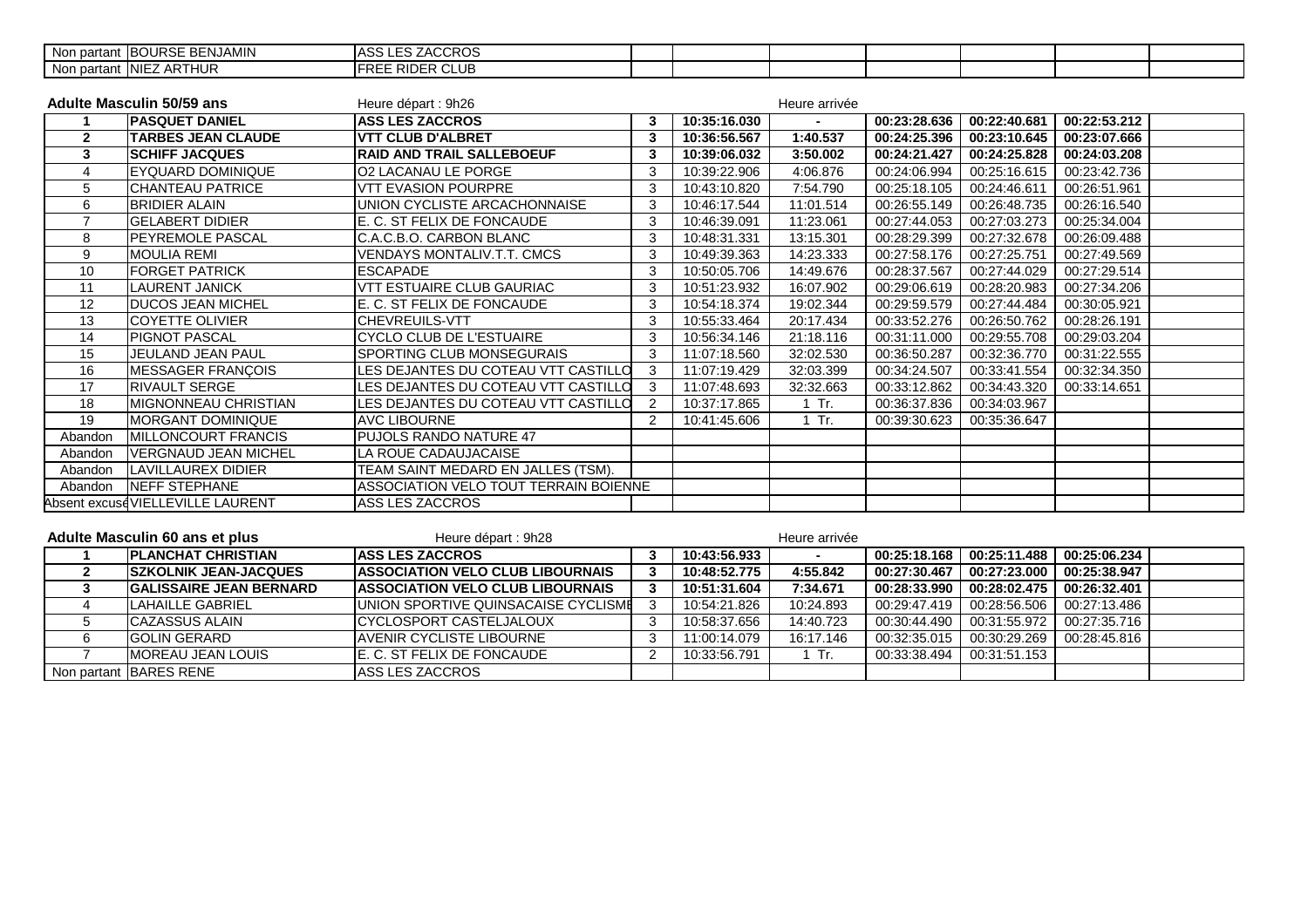| | | | | | | | | | |
|---|---|---|---|---|---|---|---|---|---|
| Non partant | BOURSE BENJAMIN | ASS LES ZACCROS | | | | | | | |
| Non partant | NIEZ ARTHUR | FREE RIDER CLUB | | | | | | | |

**Adulte Masculin 50/59 ans** — Heure départ : 9h26 — Heure arrivée

| | | | | | | | | | |
|---|---|---|---|---|---|---|---|---|---|
| **1** | **PASQUET DANIEL** | **ASS LES ZACCROS** | **3** | **10:35:16.030** | **-** | **00:23:28.636** | **00:22:40.681** | **00:22:53.212** | |
| **2** | **TARBES JEAN CLAUDE** | **VTT CLUB D'ALBRET** | **3** | **10:36:56.567** | **1:40.537** | **00:24:25.396** | **00:23:10.645** | **00:23:07.666** | |
| **3** | **SCHIFF JACQUES** | **RAID AND TRAIL SALLEBOEUF** | **3** | **10:39:06.032** | **3:50.002** | **00:24:21.427** | **00:24:25.828** | **00:24:03.208** | |
| 4 | EYQUARD DOMINIQUE | O2 LACANAU LE PORGE | 3 | 10:39:22.906 | 4:06.876 | 00:24:06.994 | 00:25:16.615 | 00:23:42.736 | |
| 5 | CHANTEAU PATRICE | VTT EVASION POURPRE | 3 | 10:43:10.820 | 7:54.790 | 00:25:18.105 | 00:24:46.611 | 00:26:51.961 | |
| 6 | BRIDIER ALAIN | UNION CYCLISTE ARCACHONNAISE | 3 | 10:46:17.544 | 11:01.514 | 00:26:55.149 | 00:26:48.735 | 00:26:16.540 | |
| 7 | GELABERT DIDIER | E. C. ST FELIX DE FONCAUDE | 3 | 10:46:39.091 | 11:23.061 | 00:27:44.053 | 00:27:03.273 | 00:25:34.004 | |
| 8 | PEYREMOLE PASCAL | C.A.C.B.O. CARBON BLANC | 3 | 10:48:31.331 | 13:15.301 | 00:28:29.399 | 00:27:32.678 | 00:26:09.488 | |
| 9 | MOULIA REMI | VENDAYS MONTALIV.T.T. CMCS | 3 | 10:49:39.363 | 14:23.333 | 00:27:58.176 | 00:27:25.751 | 00:27:49.569 | |
| 10 | FORGET PATRICK | ESCAPADE | 3 | 10:50:05.706 | 14:49.676 | 00:28:37.567 | 00:27:44.029 | 00:27:29.514 | |
| 11 | LAURENT JANICK | VTT ESTUAIRE CLUB GAURIAC | 3 | 10:51:23.932 | 16:07.902 | 00:29:06.619 | 00:28:20.983 | 00:27:34.206 | |
| 12 | DUCOS JEAN MICHEL | E. C. ST FELIX DE FONCAUDE | 3 | 10:54:18.374 | 19:02.344 | 00:29:59.579 | 00:27:44.484 | 00:30:05.921 | |
| 13 | COYETTE OLIVIER | CHEVREUILS-VTT | 3 | 10:55:33.464 | 20:17.434 | 00:33:52.276 | 00:26:50.762 | 00:28:26.191 | |
| 14 | PIGNOT PASCAL | CYCLO CLUB DE L'ESTUAIRE | 3 | 10:56:34.146 | 21:18.116 | 00:31:11.000 | 00:29:55.708 | 00:29:03.204 | |
| 15 | JEULAND JEAN PAUL | SPORTING CLUB MONSEGURAIS | 3 | 11:07:18.560 | 32:02.530 | 00:36:50.287 | 00:32:36.770 | 00:31:22.555 | |
| 16 | MESSAGER FRANÇOIS | LES DEJANTES DU COTEAU VTT CASTILLO | 3 | 11:07:19.429 | 32:03.399 | 00:34:24.507 | 00:33:41.554 | 00:32:34.350 | |
| 17 | RIVAULT SERGE | LES DEJANTES DU COTEAU VTT CASTILLO | 3 | 11:07:48.693 | 32:32.663 | 00:33:12.862 | 00:34:43.320 | 00:33:14.651 | |
| 18 | MIGNONNEAU CHRISTIAN | LES DEJANTES DU COTEAU VTT CASTILLO | 2 | 10:37:17.865 | 1 Tr. | 00:36:37.836 | 00:34:03.967 | | |
| 19 | MORGANT DOMINIQUE | AVC LIBOURNE | 2 | 10:41:45.606 | 1 Tr. | 00:39:30.623 | 00:35:36.647 | | |
| Abandon | MILLONCOURT FRANCIS | PUJOLS RANDO NATURE 47 | | | | | | | |
| Abandon | VERGNAUD JEAN MICHEL | LA ROUE CADAUJACAISE | | | | | | | |
| Abandon | LAVILLAUREX DIDIER | TEAM SAINT MEDARD EN JALLES (TSM). | | | | | | | |
| Abandon | NEFF STEPHANE | ASSOCIATION VELO TOUT TERRAIN BOIENNE | | | | | | | |
| Absent excusé | VIELLEVILLE LAURENT | ASS LES ZACCROS | | | | | | | |

**Adulte Masculin 60 ans et plus** — Heure départ : 9h28 — Heure arrivée

| | | | | | | | | | |
|---|---|---|---|---|---|---|---|---|---|
| **1** | **PLANCHAT CHRISTIAN** | **ASS LES ZACCROS** | **3** | **10:43:56.933** | **-** | **00:25:18.168** | **00:25:11.488** | **00:25:06.234** | |
| **2** | **SZKOLNIK JEAN-JACQUES** | **ASSOCIATION VELO CLUB LIBOURNAIS** | **3** | **10:48:52.775** | **4:55.842** | **00:27:30.467** | **00:27:23.000** | **00:25:38.947** | |
| **3** | **GALISSAIRE JEAN BERNARD** | **ASSOCIATION VELO CLUB LIBOURNAIS** | **3** | **10:51:31.604** | **7:34.671** | **00:28:33.990** | **00:28:02.475** | **00:26:32.401** | |
| 4 | LAHAILLE GABRIEL | UNION SPORTIVE QUINSACAISE CYCLISME | 3 | 10:54:21.826 | 10:24.893 | 00:29:47.419 | 00:28:56.506 | 00:27:13.486 | |
| 5 | CAZASSUS ALAIN | CYCLOSPORT CASTELJALOUX | 3 | 10:58:37.656 | 14:40.723 | 00:30:44.490 | 00:31:55.972 | 00:27:35.716 | |
| 6 | GOLIN GERARD | AVENIR CYCLISTE LIBOURNE | 3 | 11:00:14.079 | 16:17.146 | 00:32:35.015 | 00:30:29.269 | 00:28:45.816 | |
| 7 | MOREAU JEAN LOUIS | E. C. ST FELIX DE FONCAUDE | 2 | 10:33:56.791 | 1 Tr. | 00:33:38.494 | 00:31:51.153 | | |
| Non partant | BARES RENE | ASS LES ZACCROS | | | | | | | |